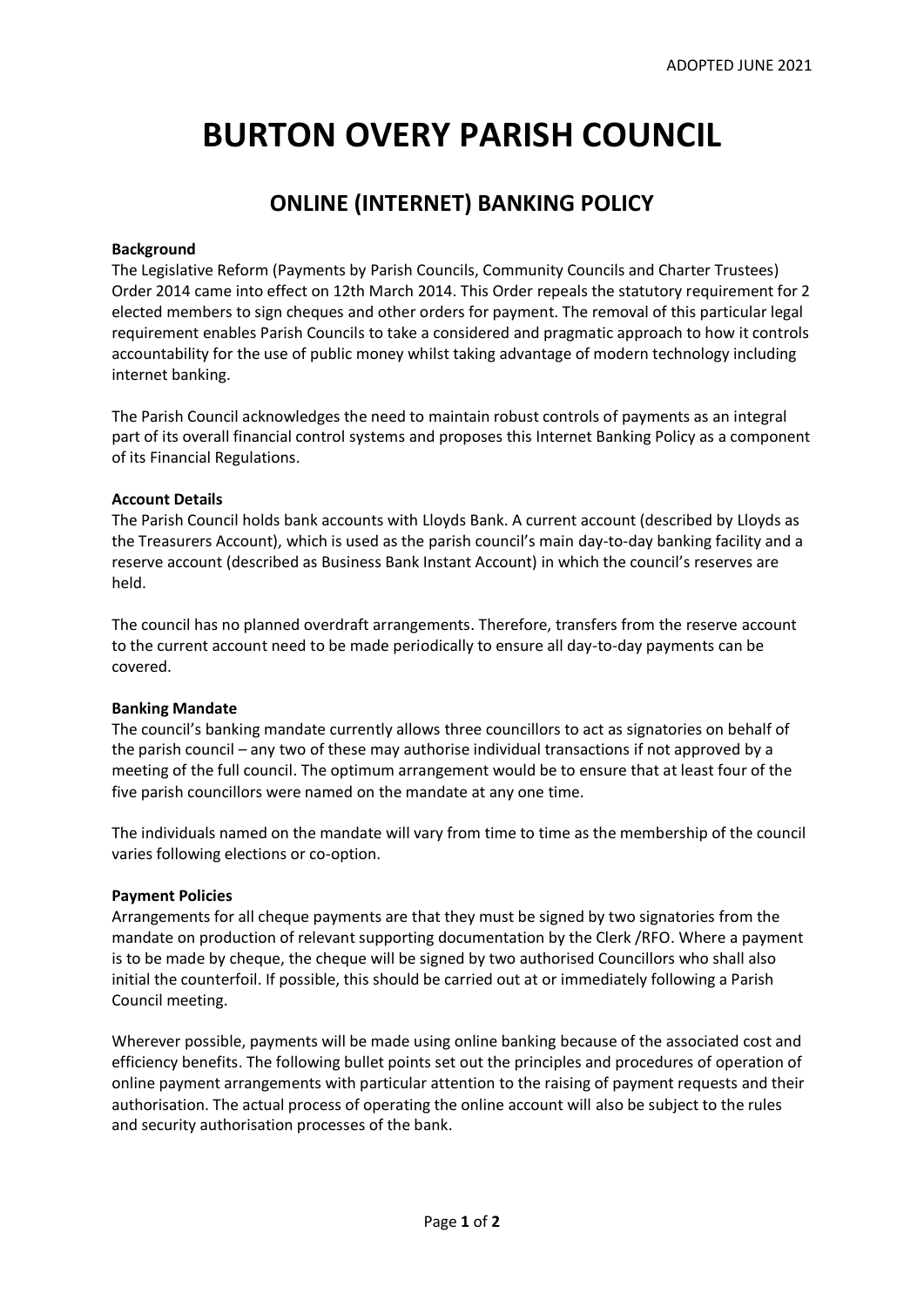ADOPTED JUNE 2021

# BURTON OVERY PARISH COUNCIL

## ONLINE (INTERNET) BANKING POLICY

**Background**

The Legislative Reform (Payments by Parish Councils, Community Councils and Charter Trustees) Order 2014 came into effect on 12th March 2014. This Order repeals the statutory requirement for 2 elected members to sign cheques and other orders for payment. The removal of this particular legal requirement enables Parish Councils to take a considered and pragmatic approach to how it controls accountability for the use of public money whilst taking advantage of modern technology including internet banking.

The Parish Council acknowledges the need to maintain robust controls of payments as an integral part of its overall financial control systems and proposes this Internet Banking Policy as a component of its Financial Regulations.

**Account Details**

The Parish Council holds bank accounts with Lloyds Bank. A current account (described by Lloyds as the Treasurers Account), which is used as the parish council's main day-to-day banking facility and a reserve account (described as Business Bank Instant Account) in which the council's reserves are held.

The council has no planned overdraft arrangements. Therefore, transfers from the reserve account to the current account need to be made periodically to ensure all day-to-day payments can be covered.

**Banking Mandate**

The council's banking mandate currently allows three councillors to act as signatories on behalf of the parish council – any two of these may authorise individual transactions if not approved by a meeting of the full council. The optimum arrangement would be to ensure that at least four of the five parish councillors were named on the mandate at any one time.

The individuals named on the mandate will vary from time to time as the membership of the council varies following elections or co-option.

**Payment Policies**

Arrangements for all cheque payments are that they must be signed by two signatories from the mandate on production of relevant supporting documentation by the Clerk /RFO. Where a payment is to be made by cheque, the cheque will be signed by two authorised Councillors who shall also initial the counterfoil. If possible, this should be carried out at or immediately following a Parish Council meeting.

Wherever possible, payments will be made using online banking because of the associated cost and efficiency benefits. The following bullet points set out the principles and procedures of operation of online payment arrangements with particular attention to the raising of payment requests and their authorisation. The actual process of operating the online account will also be subject to the rules and security authorisation processes of the bank.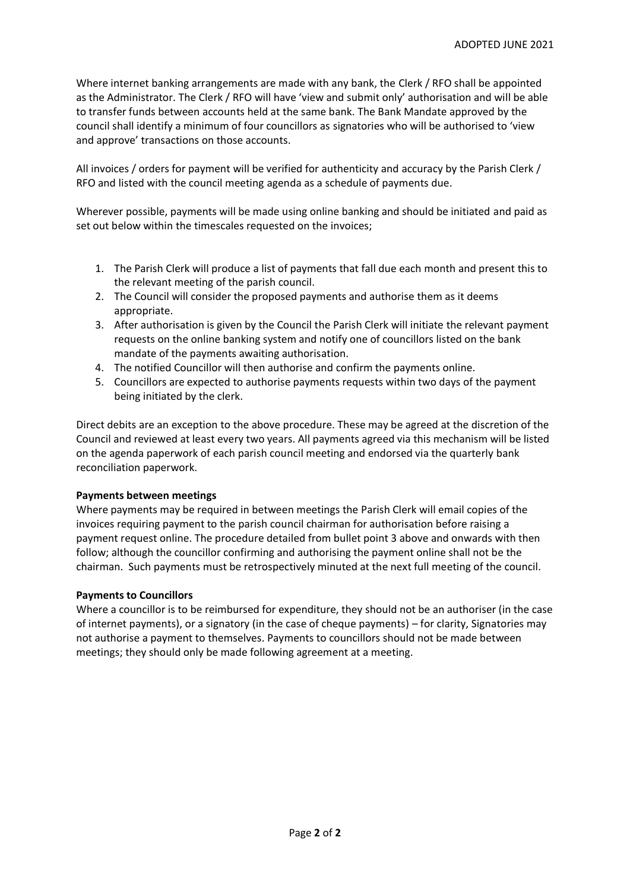Where internet banking arrangements are made with any bank, the Clerk / RFO shall be appointed as the Administrator. The Clerk / RFO will have 'view and submit only' authorisation and will be able to transfer funds between accounts held at the same bank. The Bank Mandate approved by the council shall identify a minimum of four councillors as signatories who will be authorised to 'view and approve' transactions on those accounts.

All invoices / orders for payment will be verified for authenticity and accuracy by the Parish Clerk / RFO and listed with the council meeting agenda as a schedule of payments due.

Wherever possible, payments will be made using online banking and should be initiated and paid as set out below within the timescales requested on the invoices;

1. The Parish Clerk will produce a list of payments that fall due each month and present this to the relevant meeting of the parish council.
2. The Council will consider the proposed payments and authorise them as it deems appropriate.
3. After authorisation is given by the Council the Parish Clerk will initiate the relevant payment requests on the online banking system and notify one of councillors listed on the bank mandate of the payments awaiting authorisation.
4. The notified Councillor will then authorise and confirm the payments online.
5. Councillors are expected to authorise payments requests within two days of the payment being initiated by the clerk.

Direct debits are an exception to the above procedure. These may be agreed at the discretion of the Council and reviewed at least every two years. All payments agreed via this mechanism will be listed on the agenda paperwork of each parish council meeting and endorsed via the quarterly bank reconciliation paperwork.

**Payments between meetings**

Where payments may be required in between meetings the Parish Clerk will email copies of the invoices requiring payment to the parish council chairman for authorisation before raising a payment request online. The procedure detailed from bullet point 3 above and onwards with then follow; although the councillor confirming and authorising the payment online shall not be the chairman. Such payments must be retrospectively minuted at the next full meeting of the council.

**Payments to Councillors**

Where a councillor is to be reimbursed for expenditure, they should not be an authoriser (in the case of internet payments), or a signatory (in the case of cheque payments) – for clarity, Signatories may not authorise a payment to themselves. Payments to councillors should not be made between meetings; they should only be made following agreement at a meeting.